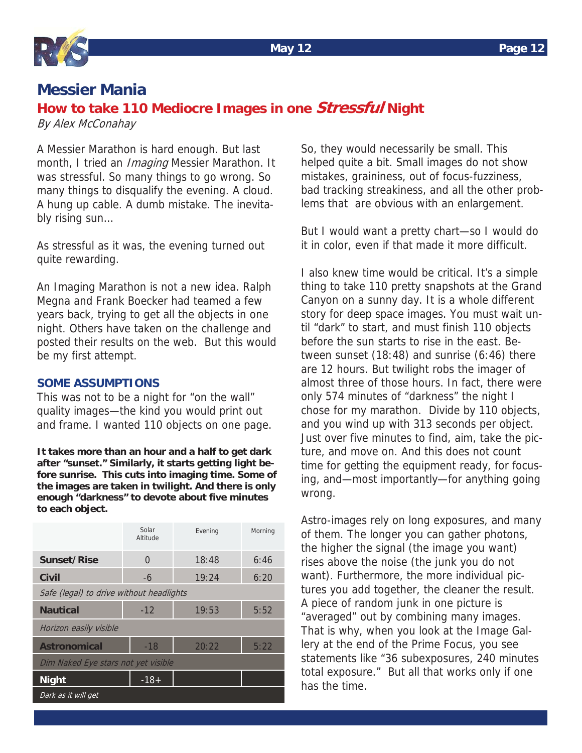# Messier Mania

## How to take 110 Mediocre Images in one *Stressful* Night

*By Alex McConahay*

A Messier Marathon is hard enough. But last month, I tried an *Imaging* Messier Marathon. It was stressful. So many things to go wrong. So many things to disqualify the evening. A cloud. A hung up cable. A dumb mistake. The inevitably rising sun…

As stressful as it was, the evening turned out quite rewarding.

An Imaging Marathon is not a new idea. Ralph Megna and Frank Boecker had teamed a few years back, trying to get all the objects in one night. Others have taken on the challenge and posted their results on the web. But this would be my first attempt.

### SOME ASSUMPTIONS

This was not to be a night for "on the wall" quality images—the kind you would print out and frame. I wanted 110 objects on one page.

**It takes more than an hour and a half to get dark after "sunset." Similarly, it starts getting light before sunrise. This cuts into imaging time. Some of the images are taken in twilight. And there is only enough "darkness" to devote about five minutes to each object.**

| | Solar Altitude | Evening | Morning |
|---|---|---|---|
| **Sunset/Rise** | 0 | 18:48 | 6:46 |
| **Civil** | -6 | 19:24 | 6:20 |
| *Safe (legal) to drive without headlights* | | | |
| **Nautical** | -12 | 19:53 | 5:52 |
| *Horizon easily visible* | | | |
| **Astronomical** | -18 | 20:22 | 5:22 |
| *Dim Naked Eye stars not yet visible* | | | |
| **Night** | -18+ | | |
| *Dark as it will get* | | | |

So, they would necessarily be small. This helped quite a bit. Small images do not show mistakes, graininess, out of focus-fuzziness, bad tracking streakiness, and all the other problems that are obvious with an enlargement.

But I would want a pretty chart—so I would do it in color, even if that made it more difficult.

I also knew time would be critical. It's a simple thing to take 110 pretty snapshots at the Grand Canyon on a sunny day. It is a whole different story for deep space images. You must wait until "dark" to start, and must finish 110 objects before the sun starts to rise in the east. Between sunset (18:48) and sunrise (6:46) there are 12 hours. But twilight robs the imager of almost three of those hours. In fact, there were only 574 minutes of "darkness" the night I chose for my marathon. Divide by 110 objects, and you wind up with 313 seconds per object. Just over five minutes to find, aim, take the picture, and move on. And this does not count time for getting the equipment ready, for focusing, and—most importantly—for anything going wrong.

Astro-images rely on long exposures, and many of them. The longer you can gather photons, the higher the signal (the image you want) rises above the noise (the junk you do not want). Furthermore, the more individual pictures you add together, the cleaner the result. A piece of random junk in one picture is "averaged" out by combining many images. That is why, when you look at the Image Gallery at the end of the Prime Focus, you see statements like "36 subexposures, 240 minutes total exposure." But all that works only if one has the time.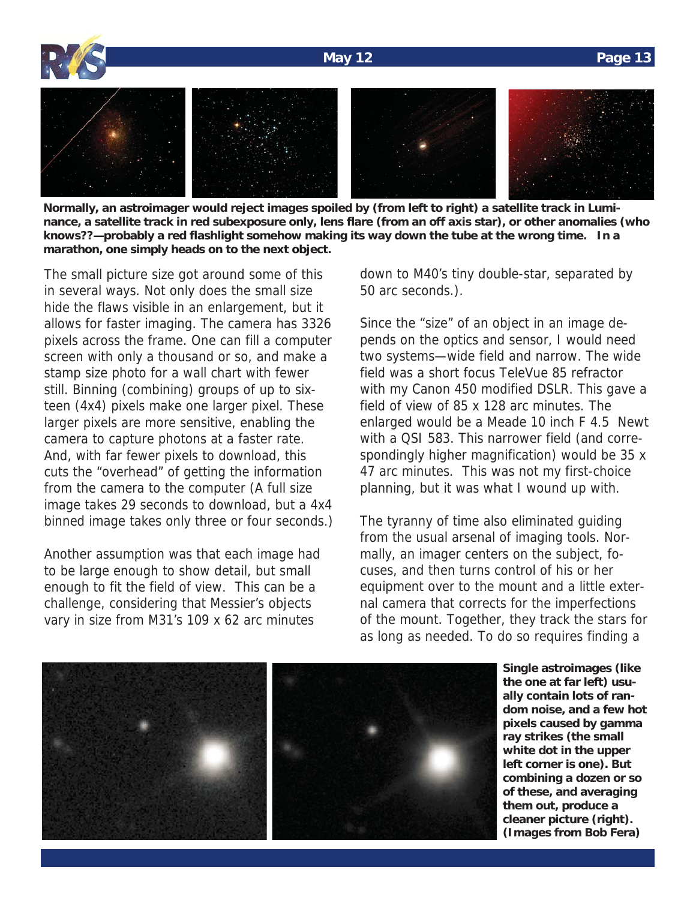**Normally, an astroimager would reject images spoiled by (from left to right) a satellite track in Luminance, a satellite track in red subexposure only, lens flare (from an off axis star), or other anomalies (who knows??—probably a red flashlight somehow making its way down the tube at the wrong time. In a marathon, one simply heads on to the next object.**

The small picture size got around some of this in several ways. Not only does the small size hide the flaws visible in an enlargement, but it allows for faster imaging. The camera has 3326 pixels across the frame. One can fill a computer screen with only a thousand or so, and make a stamp size photo for a wall chart with fewer still. Binning (combining) groups of up to sixteen (4x4) pixels make one larger pixel. These larger pixels are more sensitive, enabling the camera to capture photons at a faster rate. And, with far fewer pixels to download, this cuts the "overhead" of getting the information from the camera to the computer (A full size image takes 29 seconds to download, but a 4x4 binned image takes only three or four seconds.)

Another assumption was that each image had to be large enough to show detail, but small enough to fit the field of view. This can be a challenge, considering that Messier's objects vary in size from M31's 109 x 62 arc minutes down to M40's tiny double-star, separated by 50 arc seconds.).

Since the "size" of an object in an image depends on the optics and sensor, I would need two systems—wide field and narrow. The wide field was a short focus TeleVue 85 refractor with my Canon 450 modified DSLR. This gave a field of view of 85 x 128 arc minutes. The enlarged would be a Meade 10 inch F 4.5 Newt with a QSI 583. This narrower field (and correspondingly higher magnification) would be 35 x 47 arc minutes. This was not my first-choice planning, but it was what I wound up with.

The tyranny of time also eliminated guiding from the usual arsenal of imaging tools. Normally, an imager centers on the subject, focuses, and then turns control of his or her equipment over to the mount and a little external camera that corrects for the imperfections of the mount. Together, they track the stars for as long as needed. To do so requires finding a

**Single astroimages (like the one at far left) usually contain lots of random noise, and a few hot pixels caused by gamma ray strikes (the small white dot in the upper left corner is one). But combining a dozen or so of these, and averaging them out, produce a cleaner picture (right). (Images from Bob Fera)**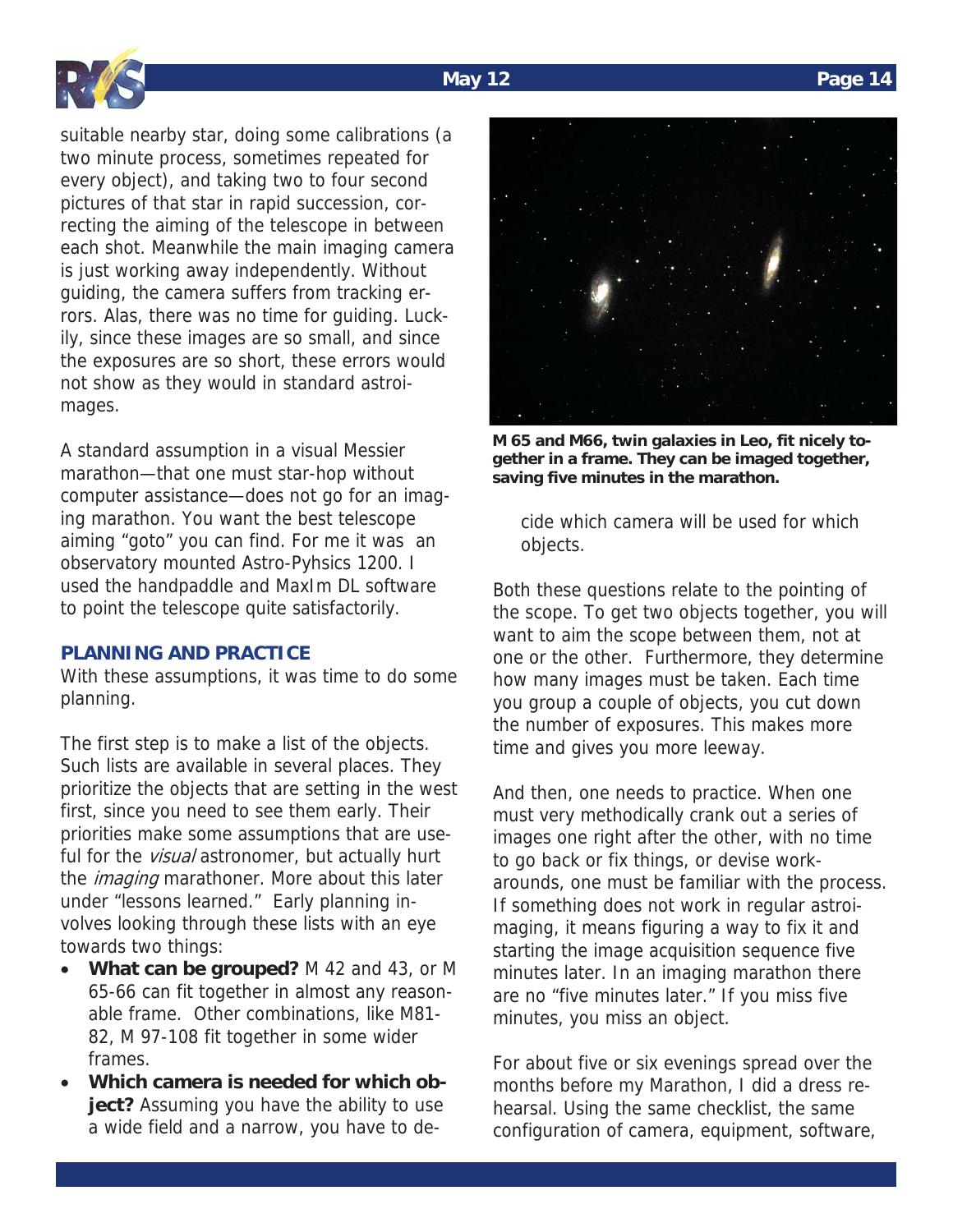suitable nearby star, doing some calibrations (a two minute process, sometimes repeated for every object), and taking two to four second pictures of that star in rapid succession, correcting the aiming of the telescope in between each shot. Meanwhile the main imaging camera is just working away independently. Without guiding, the camera suffers from tracking errors. Alas, there was no time for guiding. Luckily, since these images are so small, and since the exposures are so short, these errors would not show as they would in standard astroimages.

A standard assumption in a visual Messier marathon—that one must star-hop without computer assistance—does not go for an imaging marathon. You want the best telescope aiming "goto" you can find. For me it was an observatory mounted Astro-Pyhsics 1200. I used the handpaddle and MaxIm DL software to point the telescope quite satisfactorily.

### PLANNING AND PRACTICE

With these assumptions, it was time to do some planning.

The first step is to make a list of the objects. Such lists are available in several places. They prioritize the objects that are setting in the west first, since you need to see them early. Their priorities make some assumptions that are useful for the *visual* astronomer, but actually hurt the *imaging* marathoner. More about this later under "lessons learned." Early planning involves looking through these lists with an eye towards two things:

- **What can be grouped?** M 42 and 43, or M 65-66 can fit together in almost any reasonable frame. Other combinations, like M81-82, M 97-108 fit together in some wider frames.
- **Which camera is needed for which object?** Assuming you have the ability to use a wide field and a narrow, you have to decide which camera will be used for which objects.

**M 65 and M66, twin galaxies in Leo, fit nicely together in a frame. They can be imaged together, saving five minutes in the marathon.**

Both these questions relate to the pointing of the scope. To get two objects together, you will want to aim the scope between them, not at one or the other. Furthermore, they determine how many images must be taken. Each time you group a couple of objects, you cut down the number of exposures. This makes more time and gives you more leeway.

And then, one needs to practice. When one must very methodically crank out a series of images one right after the other, with no time to go back or fix things, or devise workarounds, one must be familiar with the process. If something does not work in regular astroimaging, it means figuring a way to fix it and starting the image acquisition sequence five minutes later. In an imaging marathon there are no "five minutes later." If you miss five minutes, you miss an object.

For about five or six evenings spread over the months before my Marathon, I did a dress rehearsal. Using the same checklist, the same configuration of camera, equipment, software,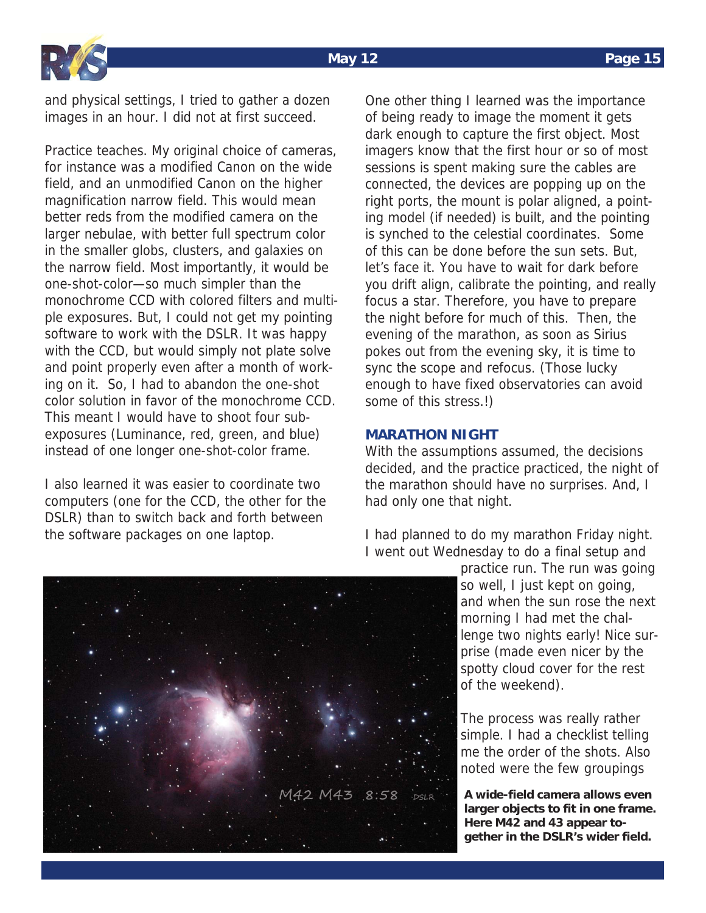and physical settings, I tried to gather a dozen images in an hour. I did not at first succeed.

Practice teaches. My original choice of cameras, for instance was a modified Canon on the wide field, and an unmodified Canon on the higher magnification narrow field. This would mean better reds from the modified camera on the larger nebulae, with better full spectrum color in the smaller globs, clusters, and galaxies on the narrow field. Most importantly, it would be one-shot-color—so much simpler than the monochrome CCD with colored filters and multiple exposures. But, I could not get my pointing software to work with the DSLR. It was happy with the CCD, but would simply not plate solve and point properly even after a month of working on it. So, I had to abandon the one-shot color solution in favor of the monochrome CCD. This meant I would have to shoot four sub-exposures (Luminance, red, green, and blue) instead of one longer one-shot-color frame.

I also learned it was easier to coordinate two computers (one for the CCD, the other for the DSLR) than to switch back and forth between the software packages on one laptop.

One other thing I learned was the importance of being ready to image the moment it gets dark enough to capture the first object. Most imagers know that the first hour or so of most sessions is spent making sure the cables are connected, the devices are popping up on the right ports, the mount is polar aligned, a pointing model (if needed) is built, and the pointing is synched to the celestial coordinates. Some of this can be done before the sun sets. But, let's face it. You have to wait for dark before you drift align, calibrate the pointing, and really focus a star. Therefore, you have to prepare the night before for much of this. Then, the evening of the marathon, as soon as Sirius pokes out from the evening sky, it is time to sync the scope and refocus. (Those lucky enough to have fixed observatories can avoid some of this stress.!)

### MARATHON NIGHT

With the assumptions assumed, the decisions decided, and the practice practiced, the night of the marathon should have no surprises. And, I had only one that night.

I had planned to do my marathon Friday night. I went out Wednesday to do a final setup and practice run. The run was going so well, I just kept on going, and when the sun rose the next morning I had met the challenge two nights early! Nice surprise (made even nicer by the spotty cloud cover for the rest of the weekend).

The process was really rather simple. I had a checklist telling me the order of the shots. Also noted were the few groupings

**A wide-field camera allows even larger objects to fit in one frame. Here M42 and 43 appear together in the DSLR's wider field.**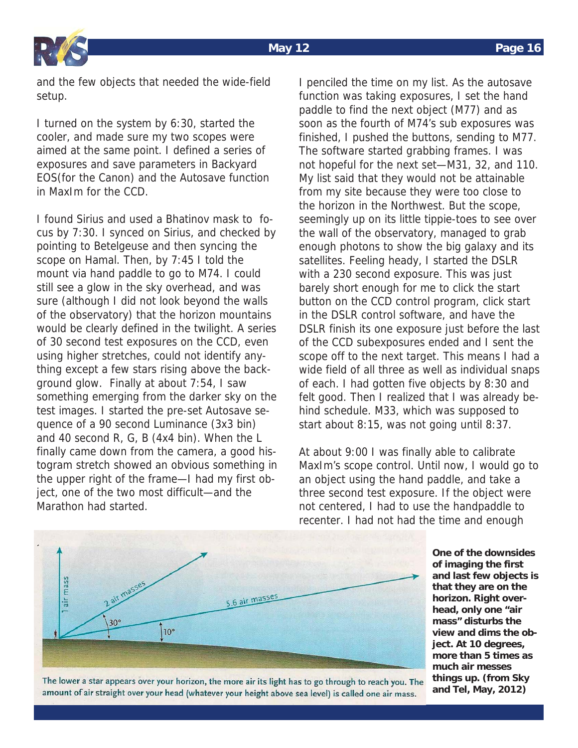and the few objects that needed the wide-field setup.

I turned on the system by 6:30, started the cooler, and made sure my two scopes were aimed at the same point. I defined a series of exposures and save parameters in Backyard EOS(for the Canon) and the Autosave function in MaxIm for the CCD.

I found Sirius and used a Bhatinov mask to focus by 7:30. I synced on Sirius, and checked by pointing to Betelgeuse and then syncing the scope on Hamal. Then, by 7:45 I told the mount via hand paddle to go to M74. I could still see a glow in the sky overhead, and was sure (although I did not look beyond the walls of the observatory) that the horizon mountains would be clearly defined in the twilight. A series of 30 second test exposures on the CCD, even using higher stretches, could not identify anything except a few stars rising above the background glow. Finally at about 7:54, I saw something emerging from the darker sky on the test images. I started the pre-set Autosave sequence of a 90 second Luminance (3x3 bin) and 40 second R, G, B (4x4 bin). When the L finally came down from the camera, a good histogram stretch showed an obvious something in the upper right of the frame—I had my first object, one of the two most difficult—and the Marathon had started.

I penciled the time on my list. As the autosave function was taking exposures, I set the hand paddle to find the next object (M77) and as soon as the fourth of M74's sub exposures was finished, I pushed the buttons, sending to M77. The software started grabbing frames. I was not hopeful for the next set—M31, 32, and 110. My list said that they would not be attainable from my site because they were too close to the horizon in the Northwest. But the scope, seemingly up on its little tippie-toes to see over the wall of the observatory, managed to grab enough photons to show the big galaxy and its satellites. Feeling heady, I started the DSLR with a 230 second exposure. This was just barely short enough for me to click the start button on the CCD control program, click start in the DSLR control software, and have the DSLR finish its one exposure just before the last of the CCD subexposures ended and I sent the scope off to the next target. This means I had a wide field of all three as well as individual snaps of each. I had gotten five objects by 8:30 and felt good. Then I realized that I was already behind schedule. M33, which was supposed to start about 8:15, was not going until 8:37.

At about 9:00 I was finally able to calibrate MaxIm's scope control. Until now, I would go to an object using the hand paddle, and take a three second test exposure. If the object were not centered, I had to use the handpaddle to recenter. I had not had the time and enough

The lower a star appears over your horizon, the more air its light has to go through to reach you. The amount of air straight over your head (whatever your height above sea level) is called one air mass.

**One of the downsides of imaging the first and last few objects is that they are on the horizon. Right overhead, only one "air mass" disturbs the view and dims the object. At 10 degrees, more than 5 times as much air messes things up. (from Sky and Tel, May, 2012)**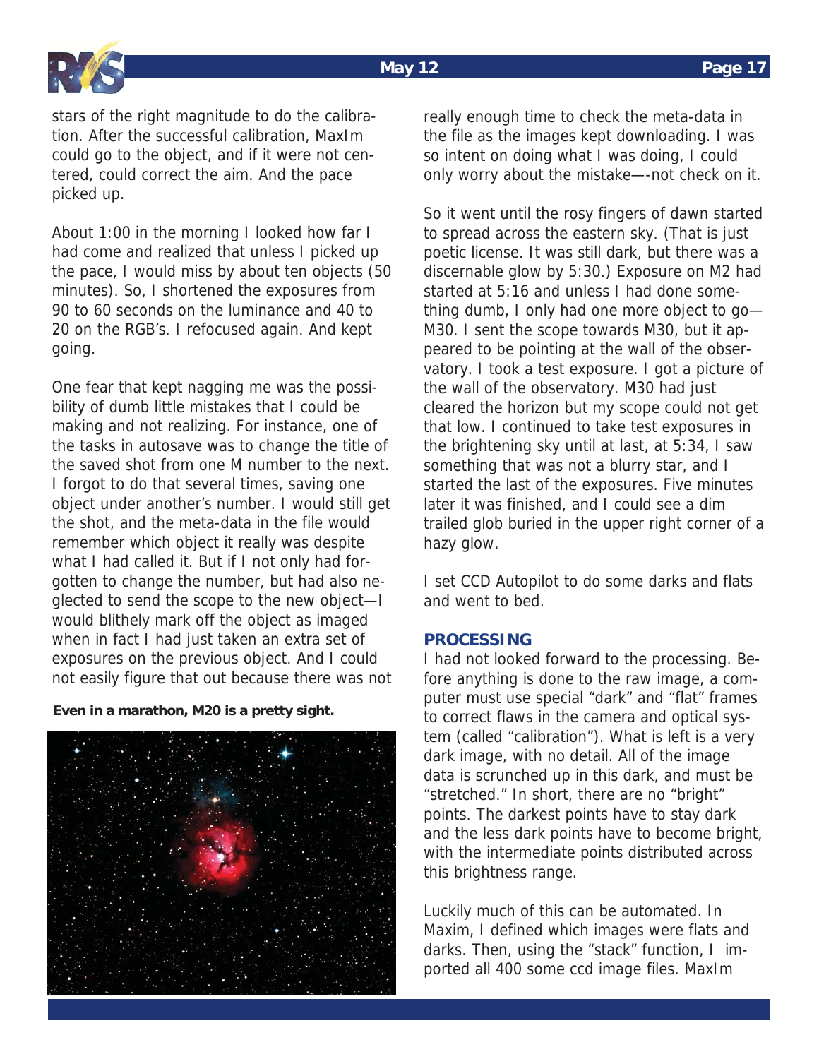stars of the right magnitude to do the calibration. After the successful calibration, MaxIm could go to the object, and if it were not centered, could correct the aim. And the pace picked up.

About 1:00 in the morning I looked how far I had come and realized that unless I picked up the pace, I would miss by about ten objects (50 minutes). So, I shortened the exposures from 90 to 60 seconds on the luminance and 40 to 20 on the RGB's. I refocused again. And kept going.

One fear that kept nagging me was the possibility of dumb little mistakes that I could be making and not realizing. For instance, one of the tasks in autosave was to change the title of the saved shot from one M number to the next. I forgot to do that several times, saving one object under another's number. I would still get the shot, and the meta-data in the file would remember which object it really was despite what I had called it. But if I not only had forgotten to change the number, but had also neglected to send the scope to the new object—I would blithely mark off the object as imaged when in fact I had just taken an extra set of exposures on the previous object. And I could not easily figure that out because there was not really enough time to check the meta-data in the file as the images kept downloading. I was so intent on doing what I was doing, I could only worry about the mistake—-not check on it.

**Even in a marathon, M20 is a pretty sight.**

So it went until the rosy fingers of dawn started to spread across the eastern sky. (That is just poetic license. It was still dark, but there was a discernable glow by 5:30.) Exposure on M2 had started at 5:16 and unless I had done something dumb, I only had one more object to go—M30. I sent the scope towards M30, but it appeared to be pointing at the wall of the observatory. I took a test exposure. I got a picture of the wall of the observatory. M30 had just cleared the horizon but my scope could not get that low. I continued to take test exposures in the brightening sky until at last, at 5:34, I saw something that was not a blurry star, and I started the last of the exposures. Five minutes later it was finished, and I could see a dim trailed glob buried in the upper right corner of a hazy glow.

I set CCD Autopilot to do some darks and flats and went to bed.

## PROCESSING

I had not looked forward to the processing. Before anything is done to the raw image, a computer must use special "dark" and "flat" frames to correct flaws in the camera and optical system (called "calibration"). What is left is a very dark image, with no detail. All of the image data is scrunched up in this dark, and must be "stretched." In short, there are no "bright" points. The darkest points have to stay dark and the less dark points have to become bright, with the intermediate points distributed across this brightness range.

Luckily much of this can be automated. In Maxim, I defined which images were flats and darks. Then, using the "stack" function, I imported all 400 some ccd image files. MaxIm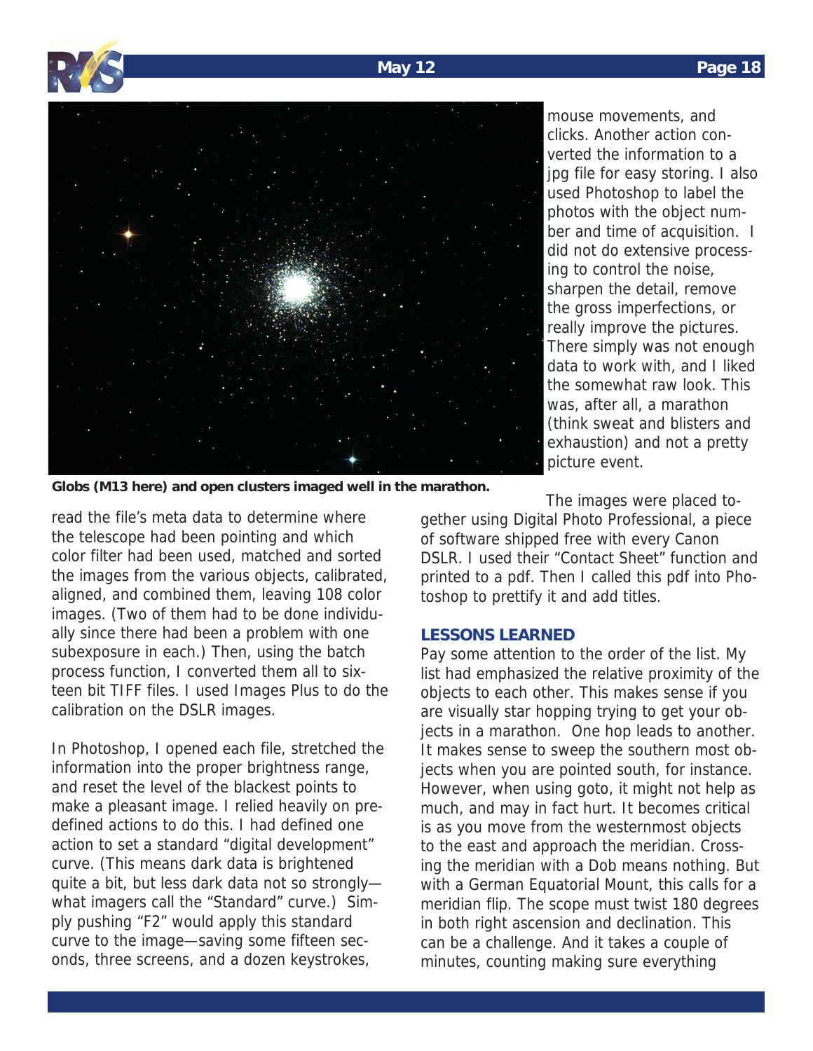mouse movements, and clicks. Another action converted the information to a jpg file for easy storing. I also used Photoshop to label the photos with the object number and time of acquisition. I did not do extensive processing to control the noise, sharpen the detail, remove the gross imperfections, or really improve the pictures. There simply was not enough data to work with, and I liked the somewhat raw look. This was, after all, a marathon (think sweat and blisters and exhaustion) and not a pretty picture event.

**Globs (M13 here) and open clusters imaged well in the marathon.**

read the file's meta data to determine where the telescope had been pointing and which color filter had been used, matched and sorted the images from the various objects, calibrated, aligned, and combined them, leaving 108 color images. (Two of them had to be done individually since there had been a problem with one subexposure in each.) Then, using the batch process function, I converted them all to sixteen bit TIFF files. I used Images Plus to do the calibration on the DSLR images.

In Photoshop, I opened each file, stretched the information into the proper brightness range, and reset the level of the blackest points to make a pleasant image. I relied heavily on predefined actions to do this. I had defined one action to set a standard "digital development" curve. (This means dark data is brightened quite a bit, but less dark data not so strongly—what imagers call the "Standard" curve.) Simply pushing "F2" would apply this standard curve to the image—saving some fifteen seconds, three screens, and a dozen keystrokes,

The images were placed together using Digital Photo Professional, a piece of software shipped free with every Canon DSLR. I used their "Contact Sheet" function and printed to a pdf. Then I called this pdf into Photoshop to prettify it and add titles.

### LESSONS LEARNED

Pay some attention to the order of the list. My list had emphasized the relative proximity of the objects to each other. This makes sense if you are visually star hopping trying to get your objects in a marathon. One hop leads to another. It makes sense to sweep the southern most objects when you are pointed south, for instance. However, when using goto, it might not help as much, and may in fact hurt. It becomes critical is as you move from the westernmost objects to the east and approach the meridian. Crossing the meridian with a Dob means nothing. But with a German Equatorial Mount, this calls for a meridian flip. The scope must twist 180 degrees in both right ascension and declination. This can be a challenge. And it takes a couple of minutes, counting making sure everything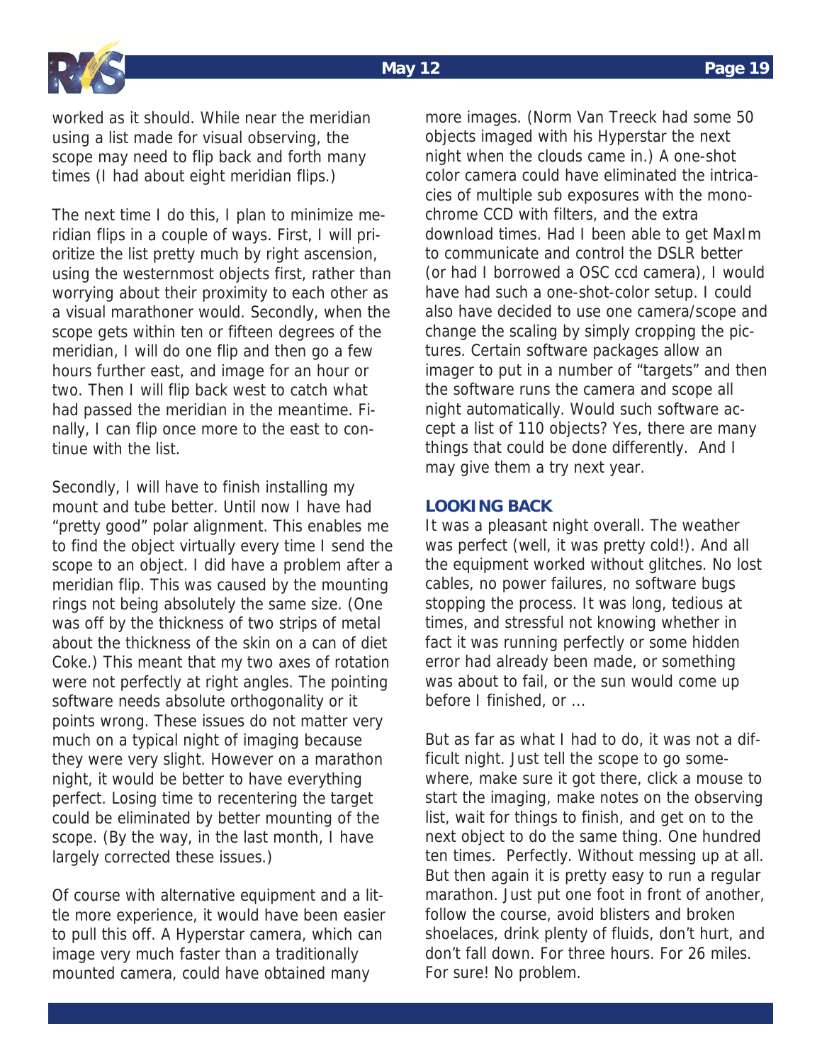worked as it should. While near the meridian using a list made for visual observing, the scope may need to flip back and forth many times (I had about eight meridian flips.)

The next time I do this, I plan to minimize meridian flips in a couple of ways. First, I will prioritize the list pretty much by right ascension, using the westernmost objects first, rather than worrying about their proximity to each other as a visual marathoner would. Secondly, when the scope gets within ten or fifteen degrees of the meridian, I will do one flip and then go a few hours further east, and image for an hour or two. Then I will flip back west to catch what had passed the meridian in the meantime. Finally, I can flip once more to the east to continue with the list.

Secondly, I will have to finish installing my mount and tube better. Until now I have had "pretty good" polar alignment. This enables me to find the object virtually every time I send the scope to an object. I did have a problem after a meridian flip. This was caused by the mounting rings not being absolutely the same size. (One was off by the thickness of two strips of metal about the thickness of the skin on a can of diet Coke.) This meant that my two axes of rotation were not perfectly at right angles. The pointing software needs absolute orthogonality or it points wrong. These issues do not matter very much on a typical night of imaging because they were very slight. However on a marathon night, it would be better to have everything perfect. Losing time to recentering the target could be eliminated by better mounting of the scope. (By the way, in the last month, I have largely corrected these issues.)

Of course with alternative equipment and a little more experience, it would have been easier to pull this off. A Hyperstar camera, which can image very much faster than a traditionally mounted camera, could have obtained many more images. (Norm Van Treeck had some 50 objects imaged with his Hyperstar the next night when the clouds came in.) A one-shot color camera could have eliminated the intricacies of multiple sub exposures with the monochrome CCD with filters, and the extra download times. Had I been able to get MaxIm to communicate and control the DSLR better (or had I borrowed a OSC ccd camera), I would have had such a one-shot-color setup. I could also have decided to use one camera/scope and change the scaling by simply cropping the pictures. Certain software packages allow an imager to put in a number of "targets" and then the software runs the camera and scope all night automatically. Would such software accept a list of 110 objects? Yes, there are many things that could be done differently. And I may give them a try next year.

**LOOKING BACK**

It was a pleasant night overall. The weather was perfect (well, it was pretty cold!). And all the equipment worked without glitches. No lost cables, no power failures, no software bugs stopping the process. It was long, tedious at times, and stressful not knowing whether in fact it was running perfectly or some hidden error had already been made, or something was about to fail, or the sun would come up before I finished, or ...

But as far as what I had to do, it was not a difficult night. Just tell the scope to go somewhere, make sure it got there, click a mouse to start the imaging, make notes on the observing list, wait for things to finish, and get on to the next object to do the same thing. One hundred ten times. Perfectly. Without messing up at all. But then again it is pretty easy to run a regular marathon. Just put one foot in front of another, follow the course, avoid blisters and broken shoelaces, drink plenty of fluids, don't hurt, and don't fall down. For three hours. For 26 miles. For sure! No problem.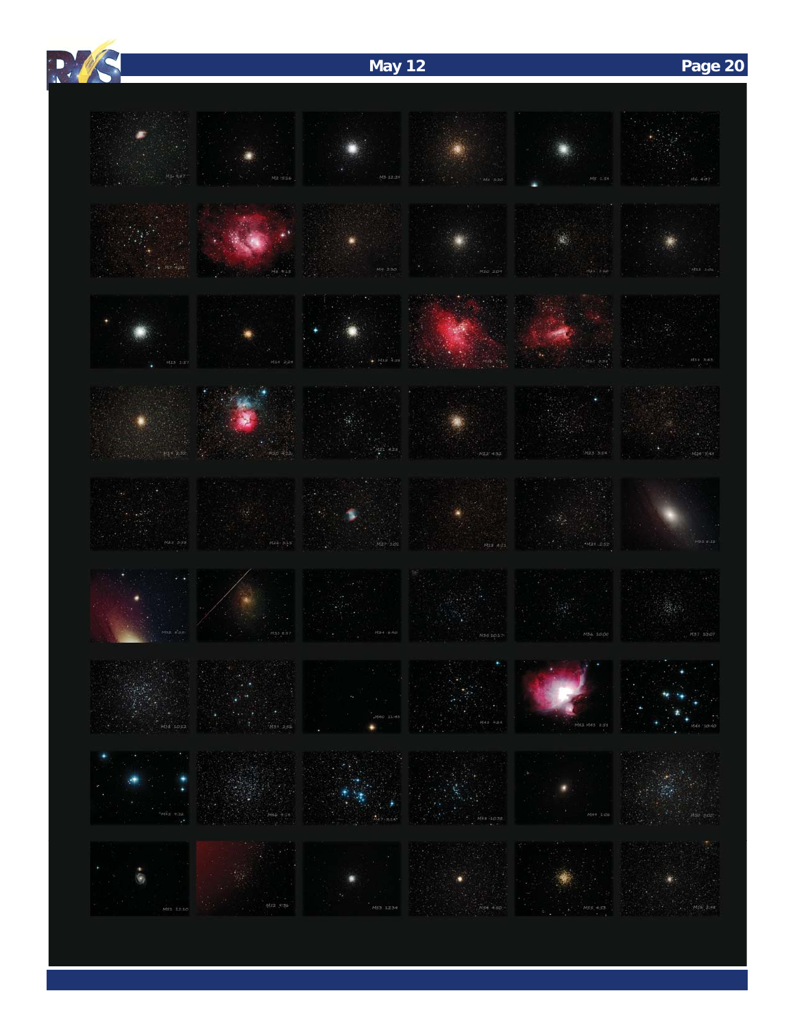M1 3:47 | M2 5:16 | M3 12:24 | M4 3:30 | M5 1:34 | M6 4:07

M7 4:01 | M8 4:15 | M9 3:30 | M10 2:09 | M11 3:10 | M12 1:01

M13 1:57 | M14 2:24 | M15 4:39 | M16 3:11 | M17 3:51 | M18 3:43

M19 3:32 | M20 4:12 | M21 4:28 | M22 4:52 | M23 3:54 | M24 3:41

M25 3:38 | M26 3:15 | M27 3:01 | M28 4:51 | M29 2:52 | M31 9:32

M32 9:26 | M33 4:37 | M34 3:50 | M35 10:17 | M36 10:00 | M37 10:07

M38 10:12 | M39 2:56 | M40 11:45 | M41 4:04 | M42 M43 1:51 | M44 10:40

M45 9:32 | M46 4:19 | M47 4:14 | M48 10:38 | M49 1:06 | M50 2:00

M51 11:10 | M52 9:36 | M53 12:34 | M54 4:50 | M55 4:55 | M56 2:48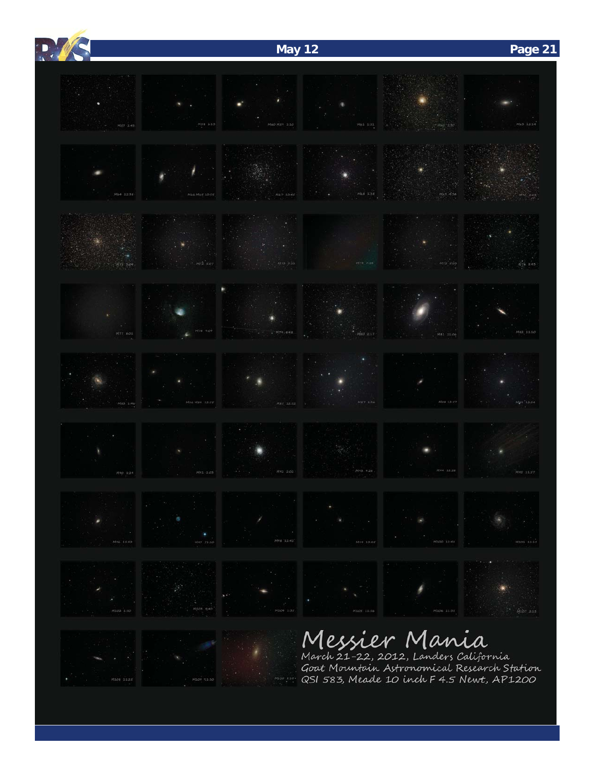# Messier Mania

March 21-22, 2012, Landers California

Goat Mountain Astronomical Research Station

QSI 583, Meade 10 inch F 4.5 Newt, AP1200